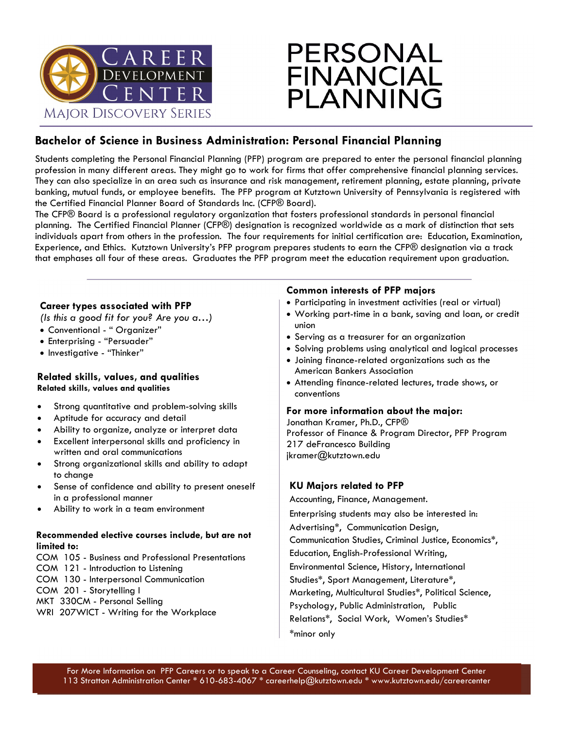Career Development Center
Major Discovery Series

# PERSONAL FINANCIAL PLANNING

## Bachelor of Science in Business Administration: Personal Financial Planning

Students completing the Personal Financial Planning (PFP) program are prepared to enter the personal financial planning profession in many different areas. They might go to work for firms that offer comprehensive financial planning services. They can also specialize in an area such as insurance and risk management, retirement planning, estate planning, private banking, mutual funds, or employee benefits. The PFP program at Kutztown University of Pennsylvania is registered with the Certified Financial Planner Board of Standards Inc. (CFP® Board).

The CFP® Board is a professional regulatory organization that fosters professional standards in personal financial planning. The Certified Financial Planner (CFP®) designation is recognized worldwide as a mark of distinction that sets individuals apart from others in the profession. The four requirements for initial certification are: Education, Examination, Experience, and Ethics. Kutztown University's PFP program prepares students to earn the CFP® designation via a track that emphases all four of these areas. Graduates the PFP program meet the education requirement upon graduation.

### Career types associated with PFP

*(Is this a good fit for you? Are you a…)*

- Conventional - " Organizer"
- Enterprising - "Persuader"
- Investigative - "Thinker"

### Related skills, values, and qualities

**Related skills, values and qualities**

- Strong quantitative and problem-solving skills
- Aptitude for accuracy and detail
- Ability to organize, analyze or interpret data
- Excellent interpersonal skills and proficiency in written and oral communications
- Strong organizational skills and ability to adapt to change
- Sense of confidence and ability to present oneself in a professional manner
- Ability to work in a team environment

**Recommended elective courses include, but are not limited to:**

COM 105 - Business and Professional Presentations
COM 121 - Introduction to Listening
COM 130 - Interpersonal Communication
COM 201 - Storytelling I
MKT 330CM - Personal Selling
WRI 207WICT - Writing for the Workplace

### Common interests of PFP majors

- Participating in investment activities (real or virtual)
- Working part-time in a bank, saving and loan, or credit union
- Serving as a treasurer for an organization
- Solving problems using analytical and logical processes
- Joining finance-related organizations such as the American Bankers Association
- Attending finance-related lectures, trade shows, or conventions

### For more information about the major:

Jonathan Kramer, Ph.D., CFP®
Professor of Finance & Program Director, PFP Program
217 deFrancesco Building
jkramer@kutztown.edu

### KU Majors related to PFP

Accounting, Finance, Management.

Enterprising students may also be interested in:
Advertising*, Communication Design, Communication Studies, Criminal Justice, Economics*, Education, English-Professional Writing, Environmental Science, History, International Studies*, Sport Management, Literature*, Marketing, Multicultural Studies*, Political Science, Psychology, Public Administration, Public Relations*, Social Work, Women's Studies*

*minor only

For More Information on PFP Careers or to speak to a Career Counseling, contact KU Career Development Center
113 Stratton Administration Center * 610-683-4067 * careerhelp@kutztown.edu * www.kutztown.edu/careercenter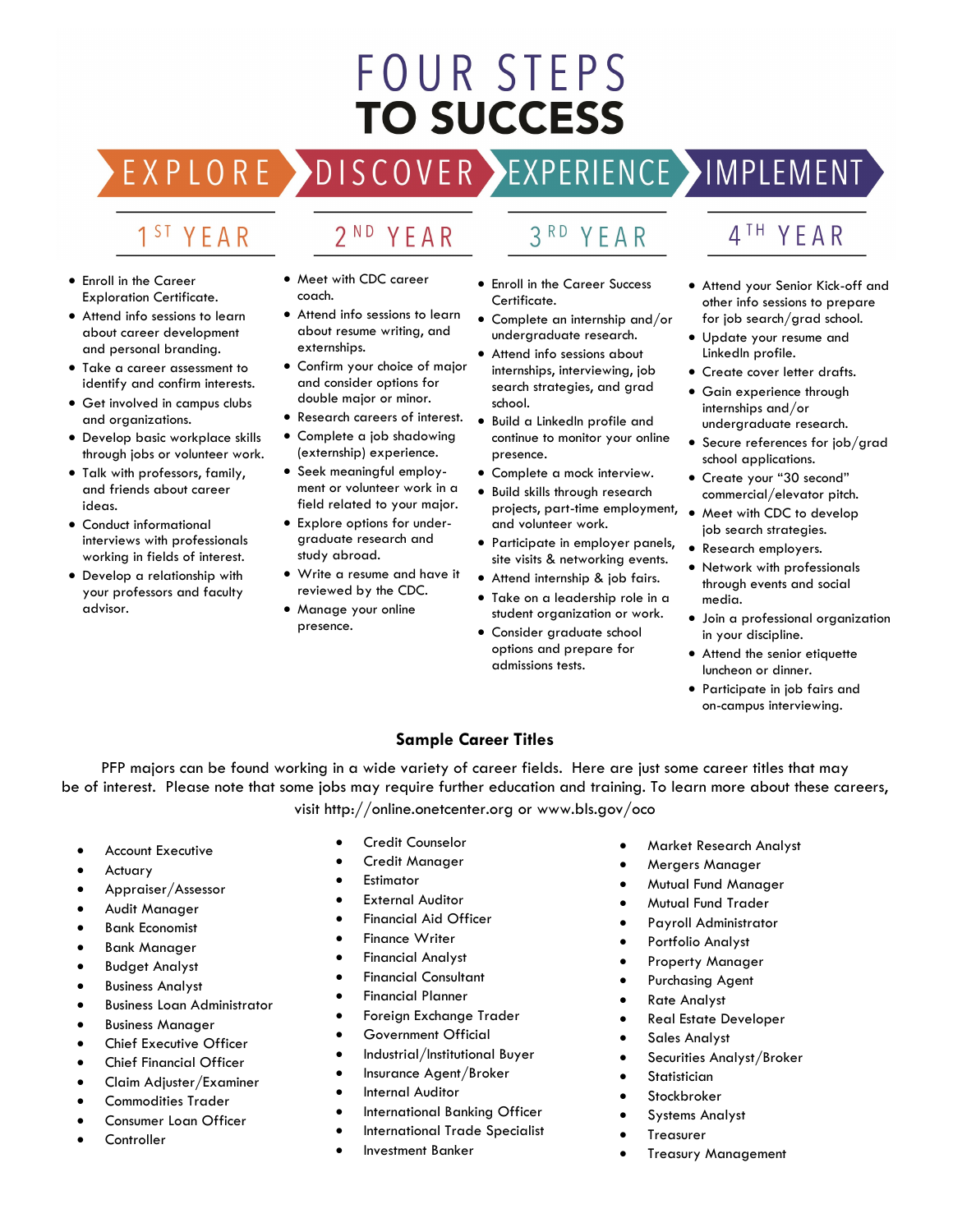# FOUR STEPS TO SUCCESS

EXPLORE · DISCOVER · EXPERIENCE · IMPLEMENT

## EXPLORE — 1ST YEAR

- Enroll in the Career Exploration Certificate.
- Attend info sessions to learn about career development and personal branding.
- Take a career assessment to identify and confirm interests.
- Get involved in campus clubs and organizations.
- Develop basic workplace skills through jobs or volunteer work.
- Talk with professors, family, and friends about career ideas.
- Conduct informational interviews with professionals working in fields of interest.
- Develop a relationship with your professors and faculty advisor.

## DISCOVER — 2ND YEAR

- Meet with CDC career coach.
- Attend info sessions to learn about resume writing, and externships.
- Confirm your choice of major and consider options for double major or minor.
- Research careers of interest.
- Complete a job shadowing (externship) experience.
- Seek meaningful employment or volunteer work in a field related to your major.
- Explore options for undergraduate research and study abroad.
- Write a resume and have it reviewed by the CDC.
- Manage your online presence.

## EXPERIENCE — 3RD YEAR

- Enroll in the Career Success Certificate.
- Complete an internship and/or undergraduate research.
- Attend info sessions about internships, interviewing, job search strategies, and grad school.
- Build a LinkedIn profile and continue to monitor your online presence.
- Complete a mock interview.
- Build skills through research projects, part-time employment, and volunteer work.
- Participate in employer panels, site visits & networking events.
- Attend internship & job fairs.
- Take on a leadership role in a student organization or work.
- Consider graduate school options and prepare for admissions tests.

## IMPLEMENT — 4TH YEAR

- Attend your Senior Kick-off and other info sessions to prepare for job search/grad school.
- Update your resume and LinkedIn profile.
- Create cover letter drafts.
- Gain experience through internships and/or undergraduate research.
- Secure references for job/grad school applications.
- Create your "30 second" commercial/elevator pitch.
- Meet with CDC to develop job search strategies.
- Research employers.
- Network with professionals through events and social media.
- Join a professional organization in your discipline.
- Attend the senior etiquette luncheon or dinner.
- Participate in job fairs and on-campus interviewing.

## Sample Career Titles

PFP majors can be found working in a wide variety of career fields. Here are just some career titles that may be of interest. Please note that some jobs may require further education and training. To learn more about these careers, visit http://online.onetcenter.org or www.bls.gov/oco

- Account Executive
- Actuary
- Appraiser/Assessor
- Audit Manager
- Bank Economist
- Bank Manager
- Budget Analyst
- Business Analyst
- Business Loan Administrator
- Business Manager
- Chief Executive Officer
- Chief Financial Officer
- Claim Adjuster/Examiner
- Commodities Trader
- Consumer Loan Officer
- Controller
- Credit Counselor
- Credit Manager
- Estimator
- External Auditor
- Financial Aid Officer
- Finance Writer
- Financial Analyst
- Financial Consultant
- Financial Planner
- Foreign Exchange Trader
- Government Official
- Industrial/Institutional Buyer
- Insurance Agent/Broker
- Internal Auditor
- International Banking Officer
- International Trade Specialist
- Investment Banker
- Market Research Analyst
- Mergers Manager
- Mutual Fund Manager
- Mutual Fund Trader
- Payroll Administrator
- Portfolio Analyst
- Property Manager
- Purchasing Agent
- Rate Analyst
- Real Estate Developer
- Sales Analyst
- Securities Analyst/Broker
- Statistician
- Stockbroker
- Systems Analyst
- Treasurer
- Treasury Management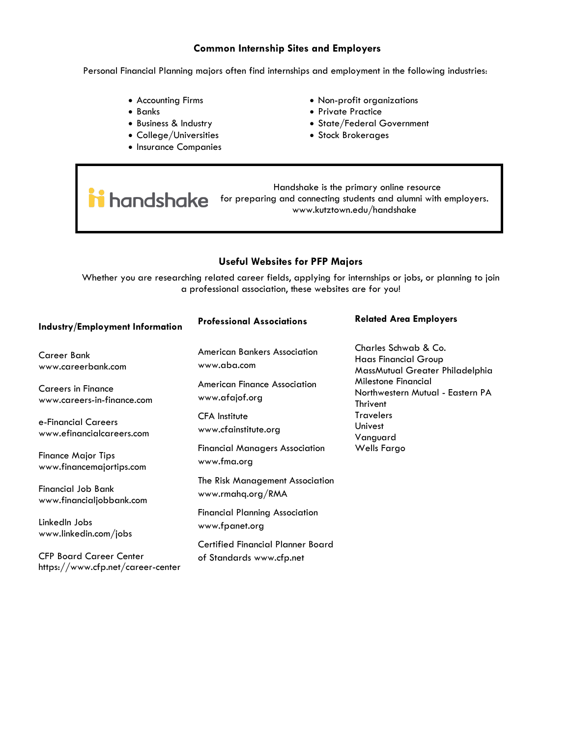## Common Internship Sites and Employers

Personal Financial Planning majors often find internships and employment in the following industries:

- Accounting Firms
- Banks
- Business & Industry
- College/Universities
- Insurance Companies
- Non-profit organizations
- Private Practice
- State/Federal Government
- Stock Brokerages

handshake

Handshake is the primary online resource for preparing and connecting students and alumni with employers. www.kutztown.edu/handshake

## Useful Websites for PFP Majors

Whether you are researching related career fields, applying for internships or jobs, or planning to join a professional association, these websites are for you!

### Industry/Employment Information

Career Bank
www.careerbank.com

Careers in Finance
www.careers-in-finance.com

e-Financial Careers
www.efinancialcareers.com

Finance Major Tips
www.financemajortips.com

Financial Job Bank
www.financialjobbank.com

LinkedIn Jobs
www.linkedin.com/jobs

CFP Board Career Center
https://www.cfp.net/career-center

### Professional Associations

American Bankers Association
www.aba.com

American Finance Association
www.afajof.org

CFA Institute
www.cfainstitute.org

Financial Managers Association
www.fma.org

The Risk Management Association
www.rmahq.org/RMA

Financial Planning Association
www.fpanet.org

Certified Financial Planner Board of Standards www.cfp.net

### Related Area Employers

Charles Schwab & Co.
Haas Financial Group
MassMutual Greater Philadelphia
Milestone Financial
Northwestern Mutual - Eastern PA
Thrivent
Travelers
Univest
Vanguard
Wells Fargo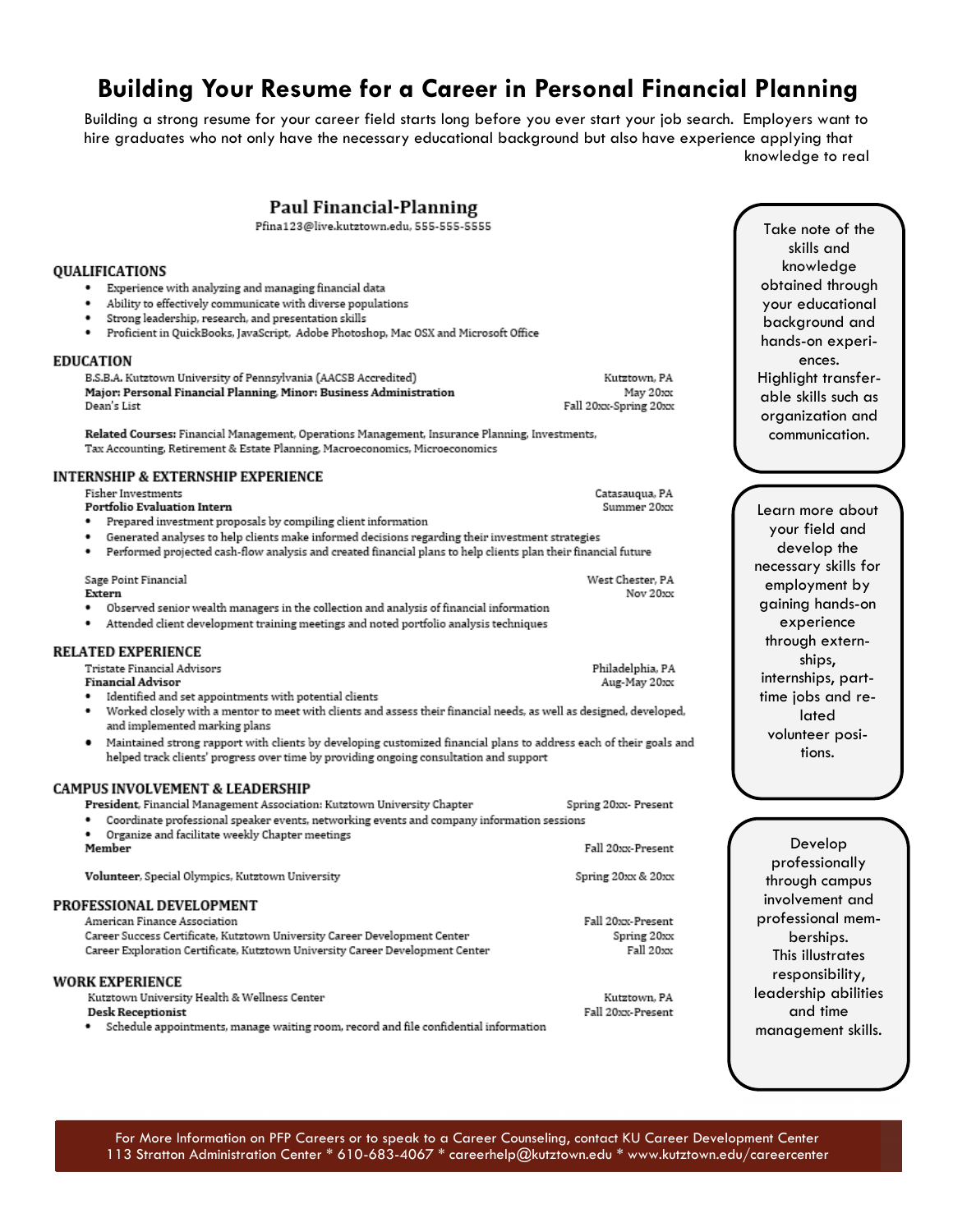# Building Your Resume for a Career in Personal Financial Planning

Building a strong resume for your career field starts long before you ever start your job search. Employers want to hire graduates who not only have the necessary educational background but also have experience applying that knowledge to real

## Paul Financial-Planning

Pfina123@live.kutztown.edu, 555-555-5555

### QUALIFICATIONS

- Experience with analyzing and managing financial data
- Ability to effectively communicate with diverse populations
- Strong leadership, research, and presentation skills
- Proficient in QuickBooks, JavaScript, Adobe Photoshop, Mac OSX and Microsoft Office

### EDUCATION

B.S.B.A. Kutztown University of Pennsylvania (AACSB Accredited) — Kutztown, PA
**Major: Personal Financial Planning, Minor: Business Administration** — May 20xx
Dean's List — Fall 20xx-Spring 20xx

**Related Courses:** Financial Management, Operations Management, Insurance Planning, Investments, Tax Accounting, Retirement & Estate Planning, Macroeconomics, Microeconomics

### INTERNSHIP & EXTERNSHIP EXPERIENCE

Fisher Investments — Catasauqua, PA
**Portfolio Evaluation Intern** — Summer 20xx

- Prepared investment proposals by compiling client information
- Generated analyses to help clients make informed decisions regarding their investment strategies
- Performed projected cash-flow analysis and created financial plans to help clients plan their financial future

Sage Point Financial — West Chester, PA
**Extern** — Nov 20xx

- Observed senior wealth managers in the collection and analysis of financial information
- Attended client development training meetings and noted portfolio analysis techniques

### RELATED EXPERIENCE

Tristate Financial Advisors — Philadelphia, PA
**Financial Advisor** — Aug-May 20xx

- Identified and set appointments with potential clients
- Worked closely with a mentor to meet with clients and assess their financial needs, as well as designed, developed, and implemented marking plans
- Maintained strong rapport with clients by developing customized financial plans to address each of their goals and helped track clients' progress over time by providing ongoing consultation and support

### CAMPUS INVOLVEMENT & LEADERSHIP

**President**, Financial Management Association: Kutztown University Chapter — Spring 20xx- Present

- Coordinate professional speaker events, networking events and company information sessions
- Organize and facilitate weekly Chapter meetings

**Member** — Fall 20xx-Present

**Volunteer**, Special Olympics, Kutztown University — Spring 20xx & 20xx

### PROFESSIONAL DEVELOPMENT

American Finance Association — Fall 20xx-Present
Career Success Certificate, Kutztown University Career Development Center — Spring 20xx
Career Exploration Certificate, Kutztown University Career Development Center — Fall 20xx

### WORK EXPERIENCE

Kutztown University Health & Wellness Center — Kutztown, PA
**Desk Receptionist** — Fall 20xx-Present

- Schedule appointments, manage waiting room, record and file confidential information

---

Take note of the skills and knowledge obtained through your educational background and hands-on experiences. Highlight transferable skills such as organization and communication.

Learn more about your field and develop the necessary skills for employment by gaining hands-on experience through externships, internships, part-time jobs and related volunteer positions.

Develop professionally through campus involvement and professional memberships. This illustrates responsibility, leadership abilities and time management skills.

---

For More Information on PFP Careers or to speak to a Career Counseling, contact KU Career Development Center
113 Stratton Administration Center * 610-683-4067 * careerhelp@kutztown.edu * www.kutztown.edu/careercenter